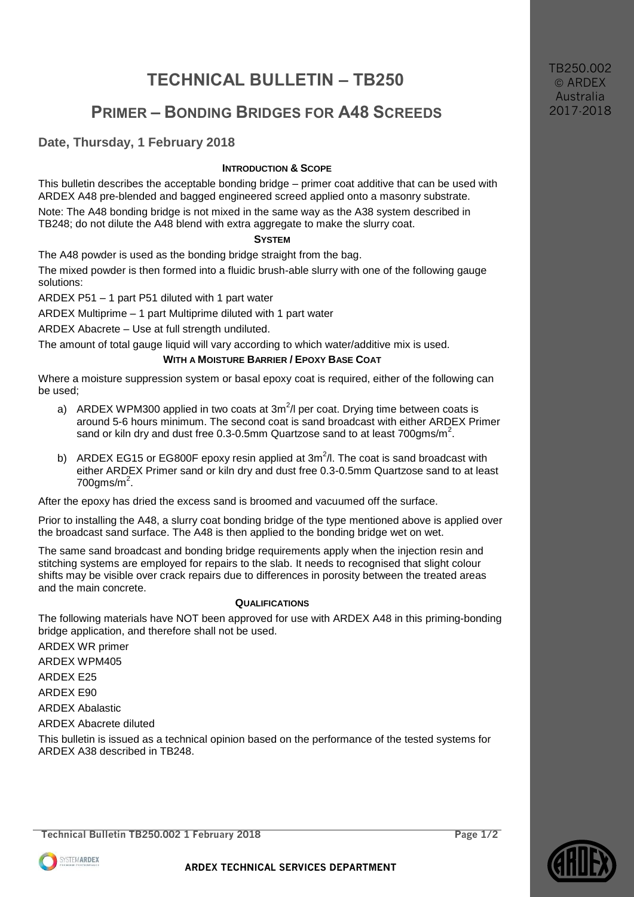# TECHNICAL BULLETIN – TB250

## PRIMER – BONDING BRIDGES FOR A48 SCREEDS

### Date, Thursday, 1 February 2018

#### INTRODUCTION & SCOPE

This bulletin describes the acceptable bonding bridge – primer coat additive that can be used with ARDEX A48 pre-blended and bagged engineered screed applied onto a masonry substrate.

Note: The A48 bonding bridge is not mixed in the same way as the A38 system described in TB248; do not dilute the A48 blend with extra aggregate to make the slurry coat.

#### SYSTEM

The A48 powder is used as the bonding bridge straight from the bag.

The mixed powder is then formed into a fluidic brush-able slurry with one of the following gauge solutions:

ARDEX P51 – 1 part P51 diluted with 1 part water

ARDEX Multiprime – 1 part Multiprime diluted with 1 part water

ARDEX Abacrete – Use at full strength undiluted.

The amount of total gauge liquid will vary according to which water/additive mix is used.

#### WITH A MOISTURE BARRIER / EPOXY BASE COAT

Where a moisture suppression system or basal epoxy coat is required, either of the following can be used;

a) ARDEX WPM300 applied in two coats at $3m^2/l$ per coat. Drying time between coats is around 5-6 hours minimum. The second coat is sand broadcast with either ARDEX Primer sand or kiln dry and dust free 0.3-0.5mm Quartzose sand to at least $700gms/m^2$.

b) ARDEX EG15 or EG800F epoxy resin applied at $3m^2/l$. The coat is sand broadcast with either ARDEX Primer sand or kiln dry and dust free 0.3-0.5mm Quartzose sand to at least $700gms/m^2$.

After the epoxy has dried the excess sand is broomed and vacuumed off the surface.

Prior to installing the A48, a slurry coat bonding bridge of the type mentioned above is applied over the broadcast sand surface. The A48 is then applied to the bonding bridge wet on wet.

The same sand broadcast and bonding bridge requirements apply when the injection resin and stitching systems are employed for repairs to the slab. It needs to recognised that slight colour shifts may be visible over crack repairs due to differences in porosity between the treated areas and the main concrete.

#### QUALIFICATIONS

The following materials have NOT been approved for use with ARDEX A48 in this priming-bonding bridge application, and therefore shall not be used.

ARDEX WR primer

ARDEX WPM405

ARDEX E25

ARDEX E90

ARDEX Abalastic

ARDEX Abacrete diluted

This bulletin is issued as a technical opinion based on the performance of the tested systems for ARDEX A38 described in TB248.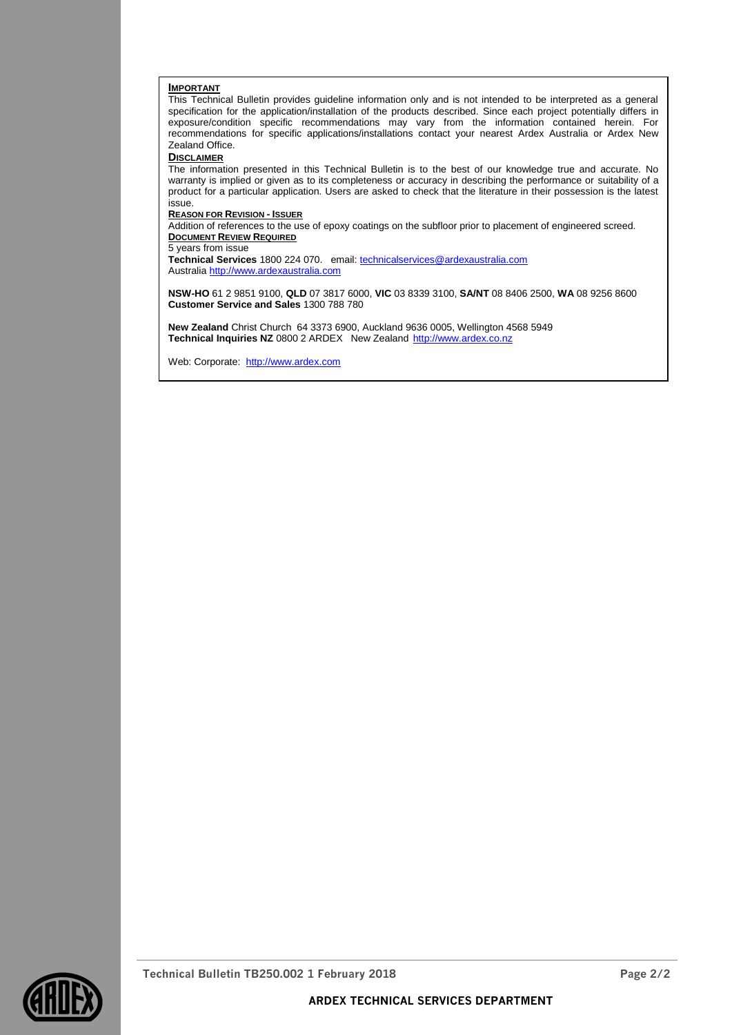**IMPORTANT**

This Technical Bulletin provides guideline information only and is not intended to be interpreted as a general specification for the application/installation of the products described. Since each project potentially differs in exposure/condition specific recommendations may vary from the information contained herein. For recommendations for specific applications/installations contact your nearest Ardex Australia or Ardex New Zealand Office.

**DISCLAIMER**

The information presented in this Technical Bulletin is to the best of our knowledge true and accurate. No warranty is implied or given as to its completeness or accuracy in describing the performance or suitability of a product for a particular application. Users are asked to check that the literature in their possession is the latest issue.

**REASON FOR REVISION - ISSUER**

Addition of references to the use of epoxy coatings on the subfloor prior to placement of engineered screed.

**DOCUMENT REVIEW REQUIRED**

5 years from issue

**Technical Services** 1800 224 070. email: technicalservices@ardexaustralia.com
Australia http://www.ardexaustralia.com

**NSW-HO** 61 2 9851 9100, **QLD** 07 3817 6000, **VIC** 03 8339 3100, **SA/NT** 08 8406 2500, **WA** 08 9256 8600
**Customer Service and Sales** 1300 788 780

**New Zealand** Christ Church 64 3373 6900, Auckland 9636 0005, Wellington 4568 5949
**Technical Inquiries NZ** 0800 2 ARDEX New Zealand http://www.ardex.co.nz

Web: Corporate: http://www.ardex.com